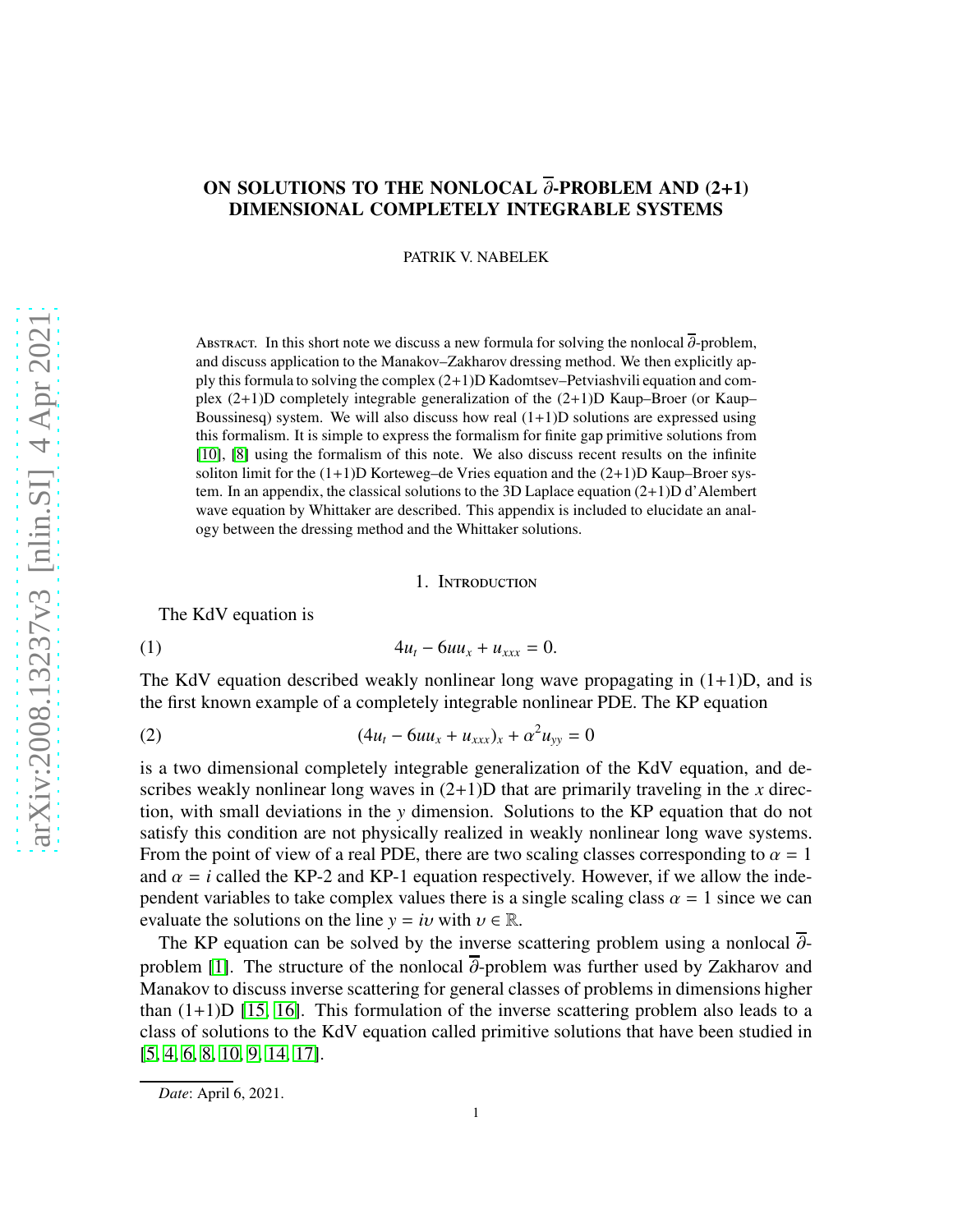# ON SOLUTIONS TO THE NONLOCAL $\overline{\partial}$-PROBLEM AND (2+1) DIMENSIONAL COMPLETELY INTEGRABLE SYSTEMS

PATRIK V. NABELEK

Abstract. In this short note we discuss a new formula for solving the nonlocal $\overline{\partial}$-problem, and discuss application to the Manakov–Zakharov dressing method. We then explicitly apply this formula to solving the complex (2+1)D Kadomtsev–Petviashvili equation and complex (2+1)D completely integrable generalization of the (2+1)D Kaup–Broer (or Kaup–Boussinesq) system. We will also discuss how real (1+1)D solutions are expressed using this formalism. It is simple to express the formalism for finite gap primitive solutions from [10], [8] using the formalism of this note. We also discuss recent results on the infinite soliton limit for the (1+1)D Korteweg–de Vries equation and the (2+1)D Kaup–Broer system. In an appendix, the classical solutions to the 3D Laplace equation (2+1)D d'Alembert wave equation by Whittaker are described. This appendix is included to elucidate an analogy between the dressing method and the Whittaker solutions.

## 1. Introduction

The KdV equation is

$$4u_t - 6uu_x + u_{xxx} = 0. \tag{1}$$

The KdV equation described weakly nonlinear long wave propagating in (1+1)D, and is the first known example of a completely integrable nonlinear PDE. The KP equation

$$(4u_t - 6uu_x + u_{xxx})_x + \alpha^2 u_{yy} = 0 \tag{2}$$

is a two dimensional completely integrable generalization of the KdV equation, and describes weakly nonlinear long waves in (2+1)D that are primarily traveling in the $x$ direction, with small deviations in the $y$ dimension. Solutions to the KP equation that do not satisfy this condition are not physically realized in weakly nonlinear long wave systems. From the point of view of a real PDE, there are two scaling classes corresponding to $\alpha = 1$ and $\alpha = i$ called the KP-2 and KP-1 equation respectively. However, if we allow the independent variables to take complex values there is a single scaling class $\alpha = 1$ since we can evaluate the solutions on the line $y = i\upsilon$ with $\upsilon \in \mathbb{R}$.

The KP equation can be solved by the inverse scattering problem using a nonlocal $\overline{\partial}$-problem [1]. The structure of the nonlocal $\overline{\partial}$-problem was further used by Zakharov and Manakov to discuss inverse scattering for general classes of problems in dimensions higher than (1+1)D [15, 16]. This formulation of the inverse scattering problem also leads to a class of solutions to the KdV equation called primitive solutions that have been studied in [5, 4, 6, 8, 10, 9, 14, 17].

*Date*: April 6, 2021.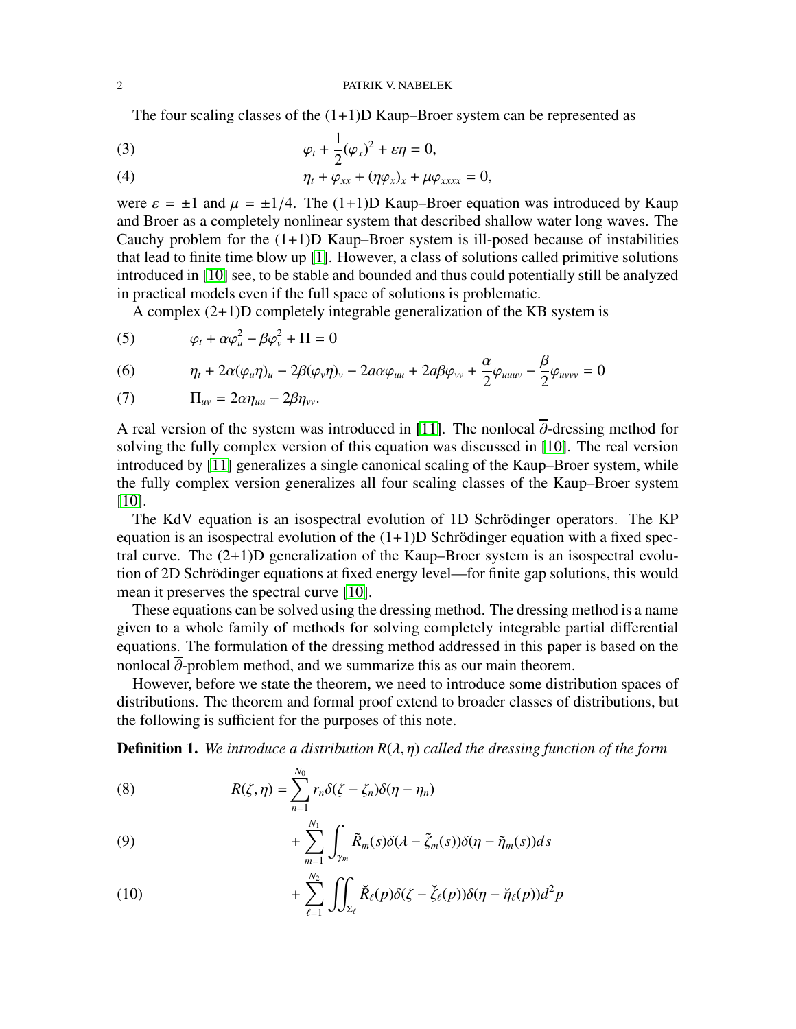The four scaling classes of the (1+1)D Kaup–Broer system can be represented as

$$\varphi_t + \frac{1}{2}(\varphi_x)^2 + \varepsilon\eta = 0, \tag{3}$$

$$\eta_t + \varphi_{xx} + (\eta\varphi_x)_x + \mu\varphi_{xxxx} = 0, \tag{4}$$

were $\varepsilon = \pm 1$ and $\mu = \pm 1/4$. The (1+1)D Kaup–Broer equation was introduced by Kaup and Broer as a completely nonlinear system that described shallow water long waves. The Cauchy problem for the (1+1)D Kaup–Broer system is ill-posed because of instabilities that lead to finite time blow up [1]. However, a class of solutions called primitive solutions introduced in [10] see, to be stable and bounded and thus could potentially still be analyzed in practical models even if the full space of solutions is problematic.

A complex (2+1)D completely integrable generalization of the KB system is

$$\varphi_t + \alpha\varphi_u^2 - \beta\varphi_v^2 + \Pi = 0 \tag{5}$$

$$\eta_t + 2\alpha(\varphi_u\eta)_u - 2\beta(\varphi_v\eta)_v - 2a\alpha\varphi_{uu} + 2a\beta\varphi_{vv} + \frac{\alpha}{2}\varphi_{uuuv} - \frac{\beta}{2}\varphi_{uvvv} = 0 \tag{6}$$

$$\Pi_{uv} = 2\alpha\eta_{uu} - 2\beta\eta_{vv}. \tag{7}$$

A real version of the system was introduced in [11]. The nonlocal $\overline{\partial}$-dressing method for solving the fully complex version of this equation was discussed in [10]. The real version introduced by [11] generalizes a single canonical scaling of the Kaup–Broer system, while the fully complex version generalizes all four scaling classes of the Kaup–Broer system [10].

The KdV equation is an isospectral evolution of 1D Schrödinger operators. The KP equation is an isospectral evolution of the (1+1)D Schrödinger equation with a fixed spectral curve. The (2+1)D generalization of the Kaup–Broer system is an isospectral evolution of 2D Schrödinger equations at fixed energy level—for finite gap solutions, this would mean it preserves the spectral curve [10].

These equations can be solved using the dressing method. The dressing method is a name given to a whole family of methods for solving completely integrable partial differential equations. The formulation of the dressing method addressed in this paper is based on the nonlocal $\overline{\partial}$-problem method, and we summarize this as our main theorem.

However, before we state the theorem, we need to introduce some distribution spaces of distributions. The theorem and formal proof extend to broader classes of distributions, but the following is sufficient for the purposes of this note.

**Definition 1.** *We introduce a distribution $R(\lambda, \eta)$ called the dressing function of the form*

$$R(\zeta, \eta) = \sum_{n=1}^{N_0} r_n \delta(\zeta - \zeta_n)\delta(\eta - \eta_n) \tag{8}$$

$$+ \sum_{m=1}^{N_1} \int_{\gamma_m} \tilde{R}_m(s)\delta(\lambda - \tilde{\zeta}_m(s))\delta(\eta - \tilde{\eta}_m(s))ds \tag{9}$$

$$+ \sum_{\ell=1}^{N_2} \iint_{\Sigma_\ell} \check{R}_\ell(p)\delta(\zeta - \check{\zeta}_\ell(p))\delta(\eta - \check{\eta}_\ell(p))d^2p \tag{10}$$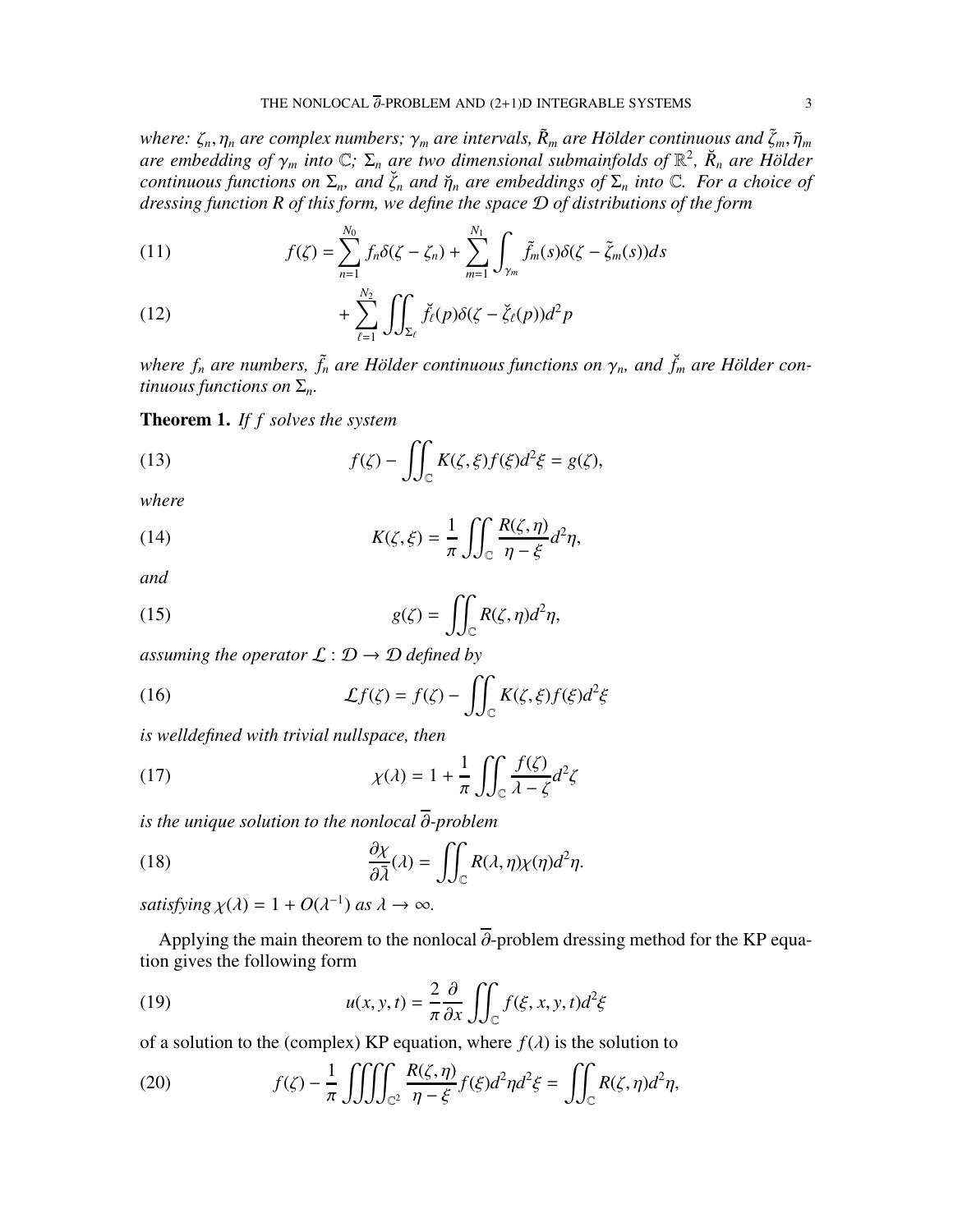*where: $\zeta_n, \eta_n$ are complex numbers; $\gamma_m$ are intervals, $\tilde{R}_m$ are Hölder continuous and $\tilde{\zeta}_m, \tilde{\eta}_m$ are embedding of $\gamma_m$ into $\mathbb{C}$; $\Sigma_n$ are two dimensional submainfolds of $\mathbb{R}^2$, $\check{R}_n$ are Hölder continuous functions on $\Sigma_n$, and $\check{\zeta}_n$ and $\check{\eta}_n$ are embeddings of $\Sigma_n$ into $\mathbb{C}$. For a choice of dressing function $R$ of this form, we define the space $\mathcal{D}$ of distributions of the form*

$$f(\zeta) = \sum_{n=1}^{N_0} f_n \delta(\zeta - \zeta_n) + \sum_{m=1}^{N_1} \int_{\gamma_m} \tilde{f}_m(s) \delta(\zeta - \tilde{\zeta}_m(s)) ds \tag{11}$$

$$+ \sum_{\ell=1}^{N_2} \iint_{\Sigma_\ell} \check{f}_\ell(p) \delta(\zeta - \check{\zeta}_\ell(p)) d^2 p \tag{12}$$

*where $f_n$ are numbers, $\tilde{f}_n$ are Hölder continuous functions on $\gamma_n$, and $\check{f}_m$ are Hölder continuous functions on $\Sigma_n$.*

**Theorem 1.** *If $f$ solves the system*

$$f(\zeta) - \iint_{\mathbb{C}} K(\zeta, \xi) f(\xi) d^2\xi = g(\zeta), \tag{13}$$

*where*

$$K(\zeta, \xi) = \frac{1}{\pi} \iint_{\mathbb{C}} \frac{R(\zeta, \eta)}{\eta - \xi} d^2\eta, \tag{14}$$

*and*

$$g(\zeta) = \iint_{\mathbb{C}} R(\zeta, \eta) d^2\eta, \tag{15}$$

*assuming the operator $\mathcal{L} : \mathcal{D} \to \mathcal{D}$ defined by*

$$\mathcal{L}f(\zeta) = f(\zeta) - \iint_{\mathbb{C}} K(\zeta, \xi) f(\xi) d^2\xi \tag{16}$$

*is welldefined with trivial nullspace, then*

$$\chi(\lambda) = 1 + \frac{1}{\pi} \iint_{\mathbb{C}} \frac{f(\zeta)}{\lambda - \zeta} d^2\zeta \tag{17}$$

*is the unique solution to the nonlocal $\overline{\partial}$-problem*

$$\frac{\partial \chi}{\partial \overline{\lambda}}(\lambda) = \iint_{\mathbb{C}} R(\lambda, \eta) \chi(\eta) d^2\eta. \tag{18}$$

*satisfying $\chi(\lambda) = 1 + O(\lambda^{-1})$ as $\lambda \to \infty$.*

Applying the main theorem to the nonlocal $\overline{\partial}$-problem dressing method for the KP equation gives the following form

$$u(x, y, t) = \frac{2}{\pi} \frac{\partial}{\partial x} \iint_{\mathbb{C}} f(\xi, x, y, t) d^2\xi \tag{19}$$

of a solution to the (complex) KP equation, where $f(\lambda)$ is the solution to

$$f(\zeta) - \frac{1}{\pi} \iiiint_{\mathbb{C}^2} \frac{R(\zeta, \eta)}{\eta - \xi} f(\xi) d^2\eta d^2\xi = \iint_{\mathbb{C}} R(\zeta, \eta) d^2\eta, \tag{20}$$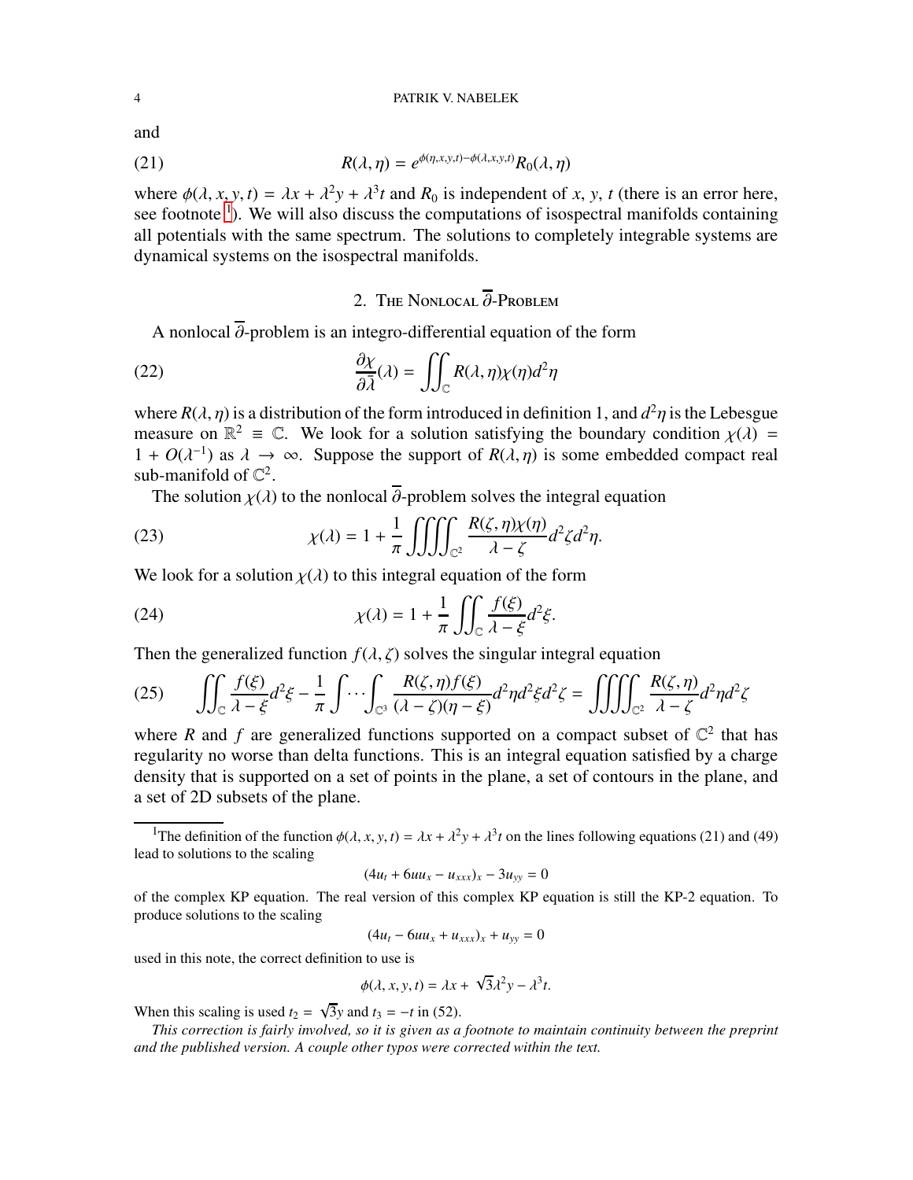and

$$R(\lambda, \eta) = e^{\phi(\eta,x,y,t)-\phi(\lambda,x,y,t)} R_0(\lambda, \eta) \tag{21}$$

where $\phi(\lambda, x, y, t) = \lambda x + \lambda^2 y + \lambda^3 t$ and $R_0$ is independent of $x$, $y$, $t$ (there is an error here, see footnote [1]). We will also discuss the computations of isospectral manifolds containing all potentials with the same spectrum. The solutions to completely integrable systems are dynamical systems on the isospectral manifolds.

## 2. The Nonlocal $\overline{\partial}$-Problem

A nonlocal $\overline{\partial}$-problem is an integro-differential equation of the form

$$\frac{\partial \chi}{\partial \bar{\lambda}}(\lambda) = \iint_{\mathbb{C}} R(\lambda, \eta)\chi(\eta) d^2\eta \tag{22}$$

where $R(\lambda, \eta)$ is a distribution of the form introduced in definition 1, and $d^2\eta$ is the Lebesgue measure on $\mathbb{R}^2 \equiv \mathbb{C}$. We look for a solution satisfying the boundary condition $\chi(\lambda) = 1 + O(\lambda^{-1})$ as $\lambda \to \infty$. Suppose the support of $R(\lambda, \eta)$ is some embedded compact real sub-manifold of $\mathbb{C}^2$.

The solution $\chi(\lambda)$ to the nonlocal $\overline{\partial}$-problem solves the integral equation

$$\chi(\lambda) = 1 + \frac{1}{\pi} \iiiint_{\mathbb{C}^2} \frac{R(\zeta, \eta)\chi(\eta)}{\lambda - \zeta} d^2\zeta d^2\eta. \tag{23}$$

We look for a solution $\chi(\lambda)$ to this integral equation of the form

$$\chi(\lambda) = 1 + \frac{1}{\pi} \iint_{\mathbb{C}} \frac{f(\xi)}{\lambda - \xi} d^2\xi. \tag{24}$$

Then the generalized function $f(\lambda, \zeta)$ solves the singular integral equation

$$\iint_{\mathbb{C}} \frac{f(\xi)}{\lambda - \xi} d^2\xi - \frac{1}{\pi} \int \cdots \int_{\mathbb{C}^3} \frac{R(\zeta, \eta) f(\xi)}{(\lambda - \zeta)(\eta - \xi)} d^2\eta d^2\xi d^2\zeta = \iiiint_{\mathbb{C}^2} \frac{R(\zeta, \eta)}{\lambda - \zeta} d^2\eta d^2\zeta \tag{25}$$

where $R$ and $f$ are generalized functions supported on a compact subset of $\mathbb{C}^2$ that has regularity no worse than delta functions. This is an integral equation satisfied by a charge density that is supported on a set of points in the plane, a set of contours in the plane, and a set of 2D subsets of the plane.

---

[1]The definition of the function $\phi(\lambda, x, y, t) = \lambda x + \lambda^2 y + \lambda^3 t$ on the lines following equations (21) and (49) lead to solutions to the scaling

$$(4u_t + 6uu_x - u_{xxx})_x - 3u_{yy} = 0$$

of the complex KP equation. The real version of this complex KP equation is still the KP-2 equation. To produce solutions to the scaling

$$(4u_t - 6uu_x + u_{xxx})_x + u_{yy} = 0$$

used in this note, the correct definition to use is

$$\phi(\lambda, x, y, t) = \lambda x + \sqrt{3}\lambda^2 y - \lambda^3 t.$$

When this scaling is used $t_2 = \sqrt{3}y$ and $t_3 = -t$ in (52).

*This correction is fairly involved, so it is given as a footnote to maintain continuity between the preprint and the published version. A couple other typos were corrected within the text.*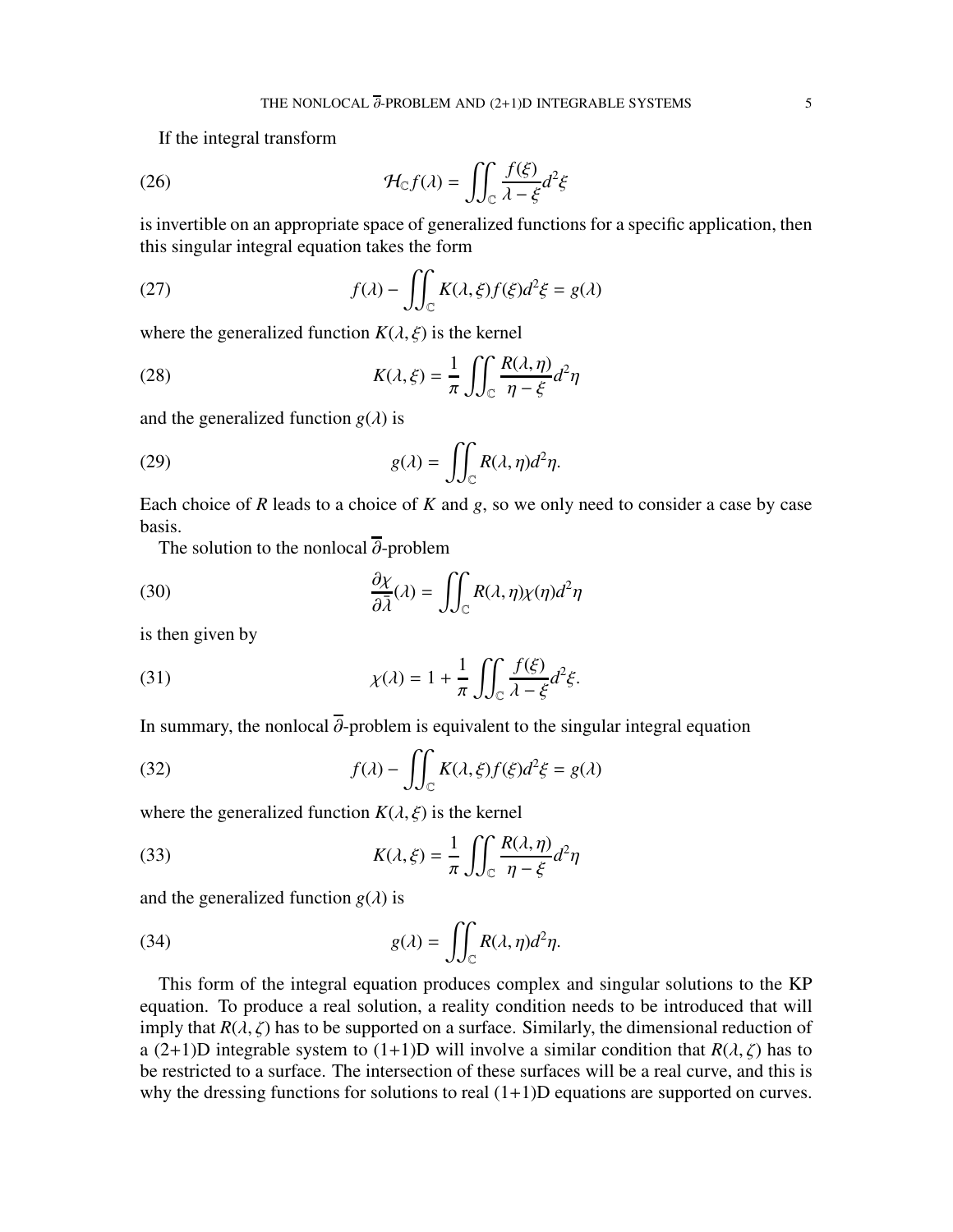If the integral transform

$$\mathcal{H}_{\mathbb{C}} f(\lambda) = \iint_{\mathbb{C}} \frac{f(\xi)}{\lambda - \xi} d^2\xi \tag{26}$$

is invertible on an appropriate space of generalized functions for a specific application, then this singular integral equation takes the form

$$f(\lambda) - \iint_{\mathbb{C}} K(\lambda, \xi) f(\xi) d^2\xi = g(\lambda) \tag{27}$$

where the generalized function $K(\lambda, \xi)$ is the kernel

$$K(\lambda, \xi) = \frac{1}{\pi} \iint_{\mathbb{C}} \frac{R(\lambda, \eta)}{\eta - \xi} d^2\eta \tag{28}$$

and the generalized function $g(\lambda)$ is

$$g(\lambda) = \iint_{\mathbb{C}} R(\lambda, \eta) d^2\eta. \tag{29}$$

Each choice of $R$ leads to a choice of $K$ and $g$, so we only need to consider a case by case basis.

The solution to the nonlocal $\overline{\partial}$-problem

$$\frac{\partial \chi}{\partial \bar{\lambda}}(\lambda) = \iint_{\mathbb{C}} R(\lambda, \eta) \chi(\eta) d^2\eta \tag{30}$$

is then given by

$$\chi(\lambda) = 1 + \frac{1}{\pi} \iint_{\mathbb{C}} \frac{f(\xi)}{\lambda - \xi} d^2\xi. \tag{31}$$

In summary, the nonlocal $\overline{\partial}$-problem is equivalent to the singular integral equation

$$f(\lambda) - \iint_{\mathbb{C}} K(\lambda, \xi) f(\xi) d^2\xi = g(\lambda) \tag{32}$$

where the generalized function $K(\lambda, \xi)$ is the kernel

$$K(\lambda, \xi) = \frac{1}{\pi} \iint_{\mathbb{C}} \frac{R(\lambda, \eta)}{\eta - \xi} d^2\eta \tag{33}$$

and the generalized function $g(\lambda)$ is

$$g(\lambda) = \iint_{\mathbb{C}} R(\lambda, \eta) d^2\eta. \tag{34}$$

This form of the integral equation produces complex and singular solutions to the KP equation. To produce a real solution, a reality condition needs to be introduced that will imply that $R(\lambda, \zeta)$ has to be supported on a surface. Similarly, the dimensional reduction of a (2+1)D integrable system to (1+1)D will involve a similar condition that $R(\lambda, \zeta)$ has to be restricted to a surface. The intersection of these surfaces will be a real curve, and this is why the dressing functions for solutions to real (1+1)D equations are supported on curves.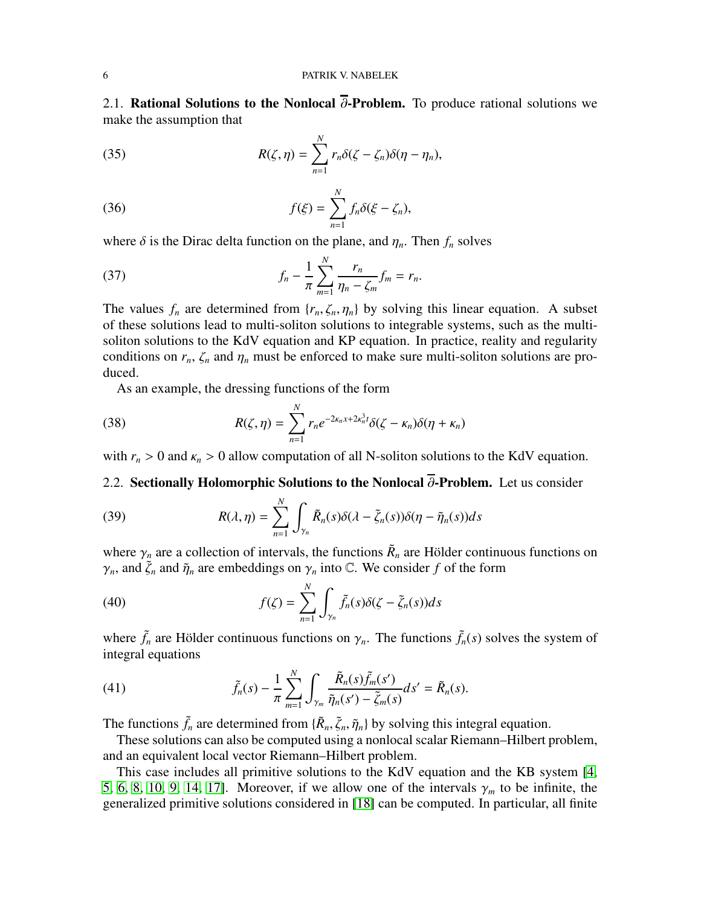### 2.1. Rational Solutions to the Nonlocal $\overline{\partial}$-Problem.

To produce rational solutions we make the assumption that

$$R(\zeta,\eta) = \sum_{n=1}^{N} r_n \delta(\zeta - \zeta_n)\delta(\eta - \eta_n), \tag{35}$$

$$f(\xi) = \sum_{n=1}^{N} f_n \delta(\xi - \zeta_n), \tag{36}$$

where $\delta$ is the Dirac delta function on the plane, and $\eta_n$. Then $f_n$ solves

$$f_n - \frac{1}{\pi}\sum_{m=1}^{N} \frac{r_n}{\eta_n - \zeta_m} f_m = r_n. \tag{37}$$

The values $f_n$ are determined from $\{r_n, \zeta_n, \eta_n\}$ by solving this linear equation. A subset of these solutions lead to multi-soliton solutions to integrable systems, such as the multi-soliton solutions to the KdV equation and KP equation. In practice, reality and regularity conditions on $r_n$, $\zeta_n$ and $\eta_n$ must be enforced to make sure multi-soliton solutions are produced.

As an example, the dressing functions of the form

$$R(\zeta,\eta) = \sum_{n=1}^{N} r_n e^{-2\kappa_n x + 2\kappa_n^3 t}\delta(\zeta - \kappa_n)\delta(\eta + \kappa_n) \tag{38}$$

with $r_n > 0$ and $\kappa_n > 0$ allow computation of all N-soliton solutions to the KdV equation.

### 2.2. Sectionally Holomorphic Solutions to the Nonlocal $\overline{\partial}$-Problem.

Let us consider

$$R(\lambda,\eta) = \sum_{n=1}^{N} \int_{\gamma_n} \tilde{R}_n(s)\delta(\lambda - \tilde{\zeta}_n(s))\delta(\eta - \tilde{\eta}_n(s))ds \tag{39}$$

where $\gamma_n$ are a collection of intervals, the functions $\tilde{R}_n$ are Hölder continuous functions on $\gamma_n$, and $\tilde{\zeta}_n$ and $\tilde{\eta}_n$ are embeddings on $\gamma_n$ into $\mathbb{C}$. We consider $f$ of the form

$$f(\zeta) = \sum_{n=1}^{N} \int_{\gamma_n} \tilde{f}_n(s)\delta(\zeta - \tilde{\zeta}_n(s))ds \tag{40}$$

where $\tilde{f}_n$ are Hölder continuous functions on $\gamma_n$. The functions $\tilde{f}_n(s)$ solves the system of integral equations

$$\tilde{f}_n(s) - \frac{1}{\pi}\sum_{m=1}^{N} \int_{\gamma_m} \frac{\tilde{R}_n(s)\tilde{f}_m(s')}{\tilde{\eta}_n(s') - \tilde{\zeta}_m(s)} ds' = \tilde{R}_n(s). \tag{41}$$

The functions $\tilde{f}_n$ are determined from $\{\tilde{R}_n, \tilde{\zeta}_n, \tilde{\eta}_n\}$ by solving this integral equation.

These solutions can also be computed using a nonlocal scalar Riemann–Hilbert problem, and an equivalent local vector Riemann–Hilbert problem.

This case includes all primitive solutions to the KdV equation and the KB system [4, 5, 6, 8, 10, 9, 14, 17]. Moreover, if we allow one of the intervals $\gamma_m$ to be infinite, the generalized primitive solutions considered in [18] can be computed. In particular, all finite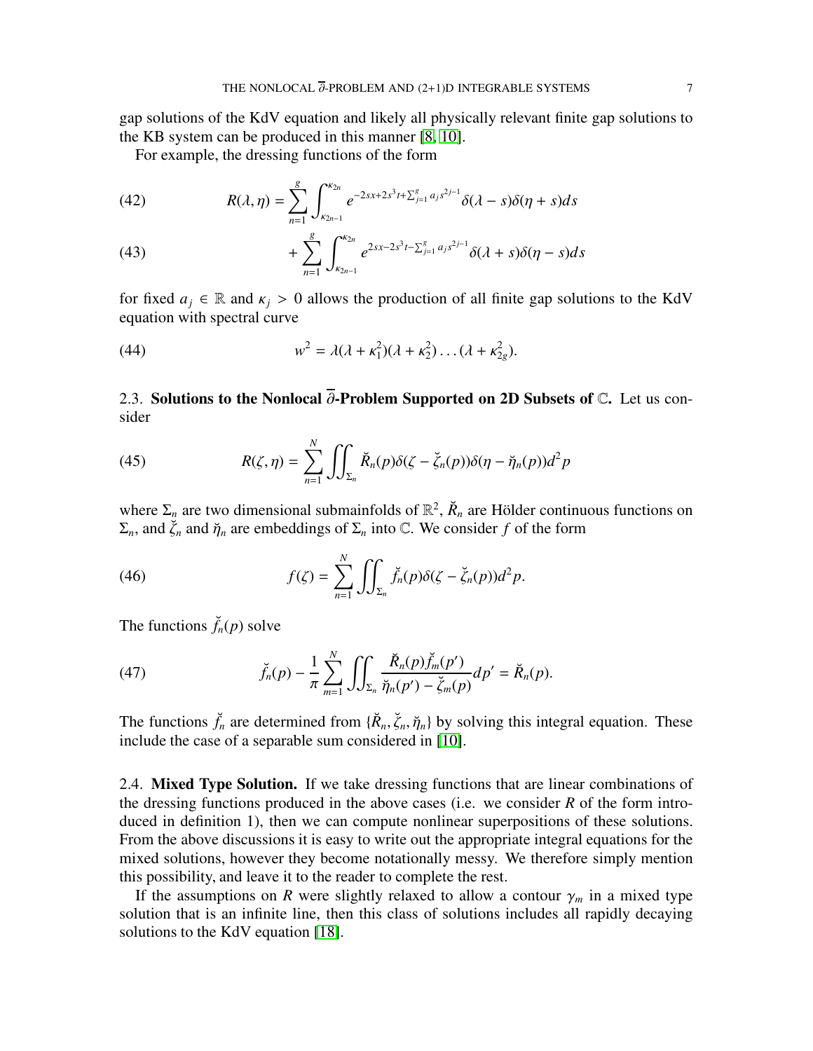gap solutions of the KdV equation and likely all physically relevant finite gap solutions to the KB system can be produced in this manner [8, 10].

For example, the dressing functions of the form

$$R(\lambda,\eta)=\sum_{n=1}^{g}\int_{\kappa_{2n-1}}^{\kappa_{2n}} e^{-2sx+2s^3t+\sum_{j=1}^{g}a_js^{2j-1}}\delta(\lambda-s)\delta(\eta+s)ds \tag{42}$$

$$+\sum_{n=1}^{g}\int_{\kappa_{2n-1}}^{\kappa_{2n}} e^{2sx-2s^3t-\sum_{j=1}^{g}a_js^{2j-1}}\delta(\lambda+s)\delta(\eta-s)ds \tag{43}$$

for fixed $a_j\in\mathbb{R}$ and $\kappa_j>0$ allows the production of all finite gap solutions to the KdV equation with spectral curve

$$w^2=\lambda(\lambda+\kappa_1^2)(\lambda+\kappa_2^2)\dots(\lambda+\kappa_{2g}^2). \tag{44}$$

## 2.3. Solutions to the Nonlocal $\overline{\partial}$-Problem Supported on 2D Subsets of $\mathbb{C}$.

Let us consider

$$R(\zeta,\eta)=\sum_{n=1}^{N}\iint_{\Sigma_n}\breve{R}_n(p)\delta(\zeta-\breve{\zeta}_n(p))\delta(\eta-\breve{\eta}_n(p))d^2p \tag{45}$$

where $\Sigma_n$ are two dimensional submainfolds of $\mathbb{R}^2$, $\breve{R}_n$ are Hölder continuous functions on $\Sigma_n$, and $\breve{\zeta}_n$ and $\breve{\eta}_n$ are embeddings of $\Sigma_n$ into $\mathbb{C}$. We consider $f$ of the form

$$f(\zeta)=\sum_{n=1}^{N}\iint_{\Sigma_n}\breve{f}_n(p)\delta(\zeta-\breve{\zeta}_n(p))d^2p. \tag{46}$$

The functions $\breve{f}_n(p)$ solve

$$\breve{f}_n(p)-\frac{1}{\pi}\sum_{m=1}^{N}\iint_{\Sigma_n}\frac{\breve{R}_n(p)\breve{f}_m(p')}{\breve{\eta}_n(p')-\breve{\zeta}_m(p)}dp'=\breve{R}_n(p). \tag{47}$$

The functions $\breve{f}_n$ are determined from $\{\breve{R}_n,\breve{\zeta}_n,\breve{\eta}_n\}$ by solving this integral equation. These include the case of a separable sum considered in [10].

## 2.4. Mixed Type Solution.

If we take dressing functions that are linear combinations of the dressing functions produced in the above cases (i.e. we consider $R$ of the form introduced in definition 1), then we can compute nonlinear superpositions of these solutions. From the above discussions it is easy to write out the appropriate integral equations for the mixed solutions, however they become notationally messy. We therefore simply mention this possibility, and leave it to the reader to complete the rest.

If the assumptions on $R$ were slightly relaxed to allow a contour $\gamma_m$ in a mixed type solution that is an infinite line, then this class of solutions includes all rapidly decaying solutions to the KdV equation [18].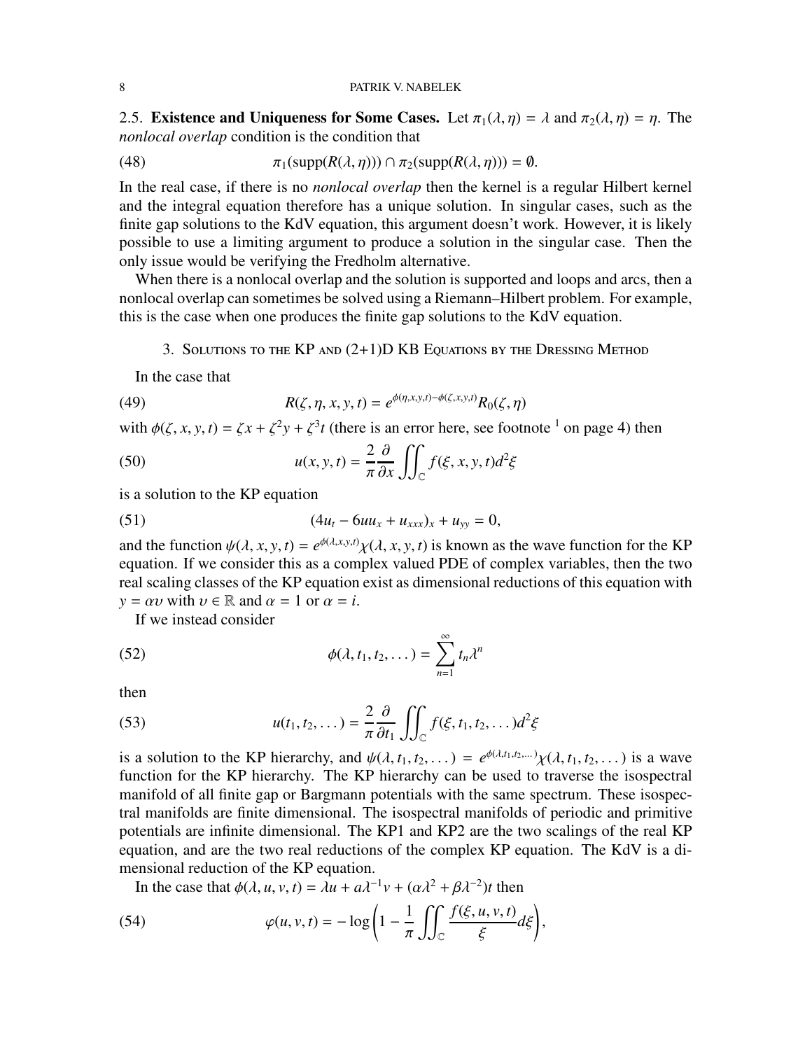### 2.5. **Existence and Uniqueness for Some Cases.**

Let $\pi_1(\lambda, \eta) = \lambda$ and $\pi_2(\lambda, \eta) = \eta$. The *nonlocal overlap* condition is the condition that

$$\pi_1(\text{supp}(R(\lambda, \eta))) \cap \pi_2(\text{supp}(R(\lambda, \eta))) = \emptyset. \tag{48}$$

In the real case, if there is no *nonlocal overlap* then the kernel is a regular Hilbert kernel and the integral equation therefore has a unique solution. In singular cases, such as the finite gap solutions to the KdV equation, this argument doesn't work. However, it is likely possible to use a limiting argument to produce a solution in the singular case. Then the only issue would be verifying the Fredholm alternative.

When there is a nonlocal overlap and the solution is supported and loops and arcs, then a nonlocal overlap can sometimes be solved using a Riemann–Hilbert problem. For example, this is the case when one produces the finite gap solutions to the KdV equation.

## 3. Solutions to the KP and (2+1)D KB Equations by the Dressing Method

In the case that

$$R(\zeta, \eta, x, y, t) = e^{\phi(\eta,x,y,t)-\phi(\zeta,x,y,t)}R_0(\zeta, \eta) \tag{49}$$

with $\phi(\zeta, x, y, t) = \zeta x + \zeta^2 y + \zeta^3 t$ (there is an error here, see footnote [1] on page 4) then

$$u(x, y, t) = \frac{2}{\pi}\frac{\partial}{\partial x}\iint_{\mathbb{C}} f(\xi, x, y, t)d^2\xi \tag{50}$$

is a solution to the KP equation

$$(4u_t - 6uu_x + u_{xxx})_x + u_{yy} = 0, \tag{51}$$

and the function $\psi(\lambda, x, y, t) = e^{\phi(\lambda,x,y,t)}\chi(\lambda, x, y, t)$ is known as the wave function for the KP equation. If we consider this as a complex valued PDE of complex variables, then the two real scaling classes of the KP equation exist as dimensional reductions of this equation with $y = \alpha\upsilon$ with $\upsilon \in \mathbb{R}$ and $\alpha = 1$ or $\alpha = i$.

If we instead consider

$$\phi(\lambda, t_1, t_2, \dots) = \sum_{n=1}^{\infty} t_n\lambda^n \tag{52}$$

then

$$u(t_1, t_2, \dots) = \frac{2}{\pi}\frac{\partial}{\partial t_1}\iint_{\mathbb{C}} f(\xi, t_1, t_2, \dots)d^2\xi \tag{53}$$

is a solution to the KP hierarchy, and $\psi(\lambda, t_1, t_2, \dots) = e^{\phi(\lambda,t_1,t_2,\dots)}\chi(\lambda, t_1, t_2, \dots)$ is a wave function for the KP hierarchy. The KP hierarchy can be used to traverse the isospectral manifold of all finite gap or Bargmann potentials with the same spectrum. These isospectral manifolds are finite dimensional. The isospectral manifolds of periodic and primitive potentials are infinite dimensional. The KP1 and KP2 are the two scalings of the real KP equation, and are the two real reductions of the complex KP equation. The KdV is a dimensional reduction of the KP equation.

In the case that $\phi(\lambda, u, v, t) = \lambda u + a\lambda^{-1}v + (\alpha\lambda^2 + \beta\lambda^{-2})t$ then

$$\varphi(u, v, t) = -\log\left(1 - \frac{1}{\pi}\iint_{\mathbb{C}} \frac{f(\xi, u, v, t)}{\xi}d\xi\right), \tag{54}$$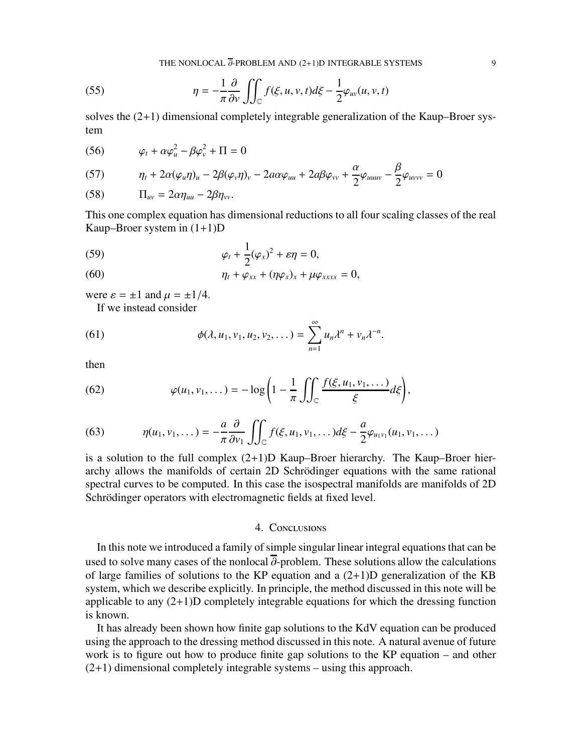$$\eta = -\frac{1}{\pi}\frac{\partial}{\partial v}\iint_{\mathbb{C}} f(\xi, u, v, t) d\xi - \frac{1}{2}\varphi_{uv}(u, v, t) \tag{55}$$

solves the (2+1) dimensional completely integrable generalization of the Kaup–Broer system

$$\varphi_t + \alpha\varphi_u^2 - \beta\varphi_v^2 + \Pi = 0 \tag{56}$$

$$\eta_t + 2\alpha(\varphi_u\eta)_u - 2\beta(\varphi_v\eta)_v - 2a\alpha\varphi_{uu} + 2a\beta\varphi_{vv} + \frac{\alpha}{2}\varphi_{uuuv} - \frac{\beta}{2}\varphi_{uvvv} = 0 \tag{57}$$

$$\Pi_{uv} = 2\alpha\eta_{uu} - 2\beta\eta_{vv}. \tag{58}$$

This one complex equation has dimensional reductions to all four scaling classes of the real Kaup–Broer system in (1+1)D

$$\varphi_t + \frac{1}{2}(\varphi_x)^2 + \varepsilon\eta = 0, \tag{59}$$

$$\eta_t + \varphi_{xx} + (\eta\varphi_x)_x + \mu\varphi_{xxxx} = 0, \tag{60}$$

were $\varepsilon = \pm 1$ and $\mu = \pm 1/4$.

If we instead consider

$$\phi(\lambda, u_1, v_1, u_2, v_2, \dots) = \sum_{n=1}^{\infty} u_n\lambda^n + v_n\lambda^{-n}. \tag{61}$$

then

$$\varphi(u_1, v_1, \dots) = -\log\left(1 - \frac{1}{\pi}\iint_{\mathbb{C}} \frac{f(\xi, u_1, v_1, \dots)}{\xi} d\xi\right), \tag{62}$$

$$\eta(u_1, v_1, \dots) = -\frac{a}{\pi}\frac{\partial}{\partial v_1}\iint_{\mathbb{C}} f(\xi, u_1, v_1, \dots) d\xi - \frac{a}{2}\varphi_{u_1v_1}(u_1, v_1, \dots) \tag{63}$$

is a solution to the full complex (2+1)D Kaup–Broer hierarchy. The Kaup–Broer hierarchy allows the manifolds of certain 2D Schrödinger equations with the same rational spectral curves to be computed. In this case the isospectral manifolds are manifolds of 2D Schrödinger operators with electromagnetic fields at fixed level.

## 4. Conclusions

In this note we introduced a family of simple singular linear integral equations that can be used to solve many cases of the nonlocal $\overline{\partial}$-problem. These solutions allow the calculations of large families of solutions to the KP equation and a (2+1)D generalization of the KB system, which we describe explicitly. In principle, the method discussed in this note will be applicable to any (2+1)D completely integrable equations for which the dressing function is known.

It has already been shown how finite gap solutions to the KdV equation can be produced using the approach to the dressing method discussed in this note. A natural avenue of future work is to figure out how to produce finite gap solutions to the KP equation – and other (2+1) dimensional completely integrable systems – using this approach.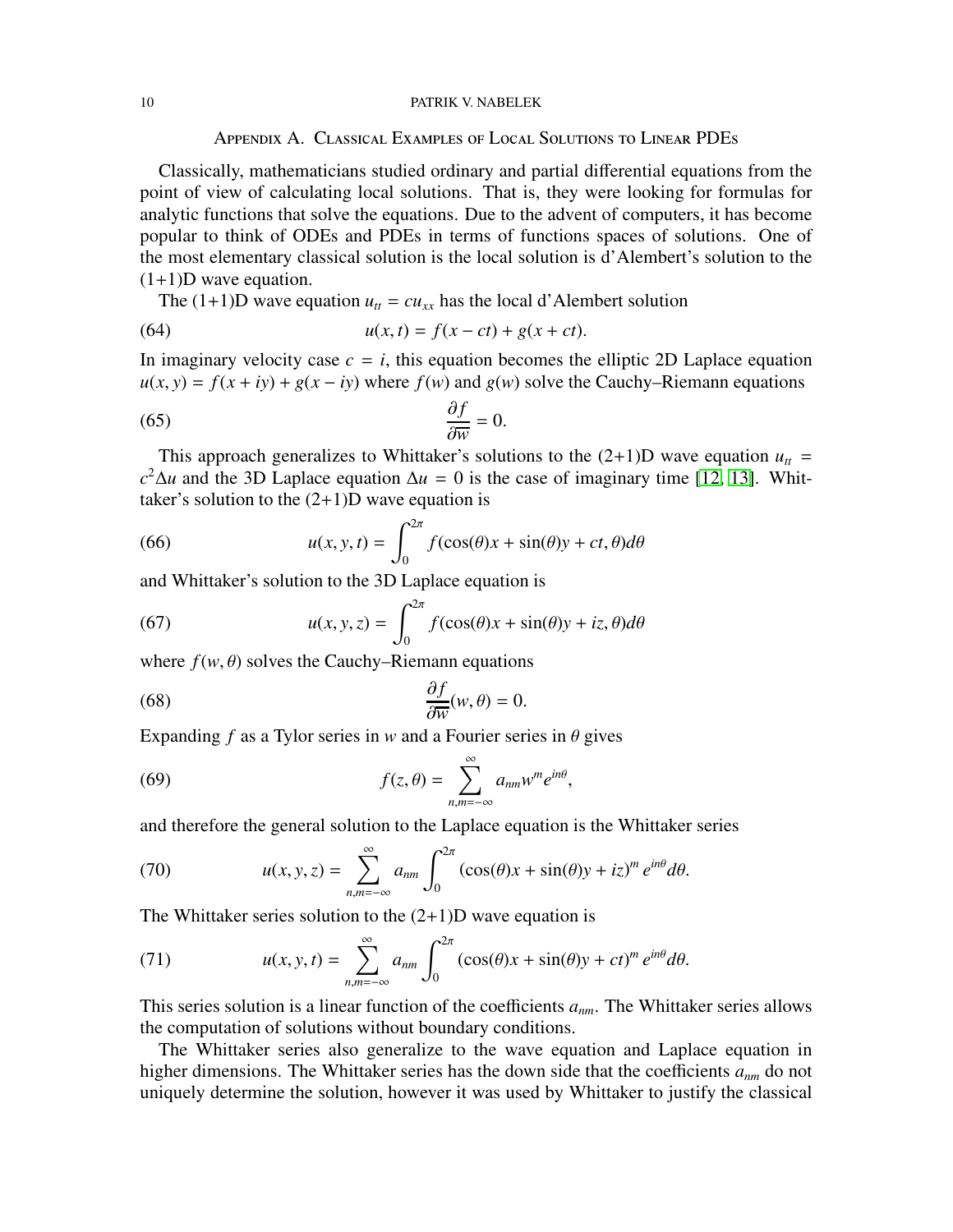## Appendix A. Classical Examples of Local Solutions to Linear PDEs

Classically, mathematicians studied ordinary and partial differential equations from the point of view of calculating local solutions. That is, they were looking for formulas for analytic functions that solve the equations. Due to the advent of computers, it has become popular to think of ODEs and PDEs in terms of functions spaces of solutions. One of the most elementary classical solution is the local solution is d'Alembert's solution to the (1+1)D wave equation.

The (1+1)D wave equation $u_{tt} = cu_{xx}$ has the local d'Alembert solution

$$u(x,t) = f(x - ct) + g(x + ct). \tag{64}$$

In imaginary velocity case $c = i$, this equation becomes the elliptic 2D Laplace equation $u(x,y) = f(x + iy) + g(x - iy)$ where $f(w)$ and $g(w)$ solve the Cauchy–Riemann equations

$$\frac{\partial f}{\partial \overline{w}} = 0. \tag{65}$$

This approach generalizes to Whittaker's solutions to the (2+1)D wave equation $u_{tt} = c^2 \Delta u$ and the 3D Laplace equation $\Delta u = 0$ is the case of imaginary time [12, 13]. Whittaker's solution to the (2+1)D wave equation is

$$u(x,y,t) = \int_0^{2\pi} f(\cos(\theta)x + \sin(\theta)y + ct, \theta) d\theta \tag{66}$$

and Whittaker's solution to the 3D Laplace equation is

$$u(x,y,z) = \int_0^{2\pi} f(\cos(\theta)x + \sin(\theta)y + iz, \theta) d\theta \tag{67}$$

where $f(w, \theta)$ solves the Cauchy–Riemann equations

$$\frac{\partial f}{\partial \overline{w}}(w, \theta) = 0. \tag{68}$$

Expanding $f$ as a Tylor series in $w$ and a Fourier series in $\theta$ gives

$$f(z, \theta) = \sum_{n,m=-\infty}^{\infty} a_{nm} w^m e^{in\theta}, \tag{69}$$

and therefore the general solution to the Laplace equation is the Whittaker series

$$u(x,y,z) = \sum_{n,m=-\infty}^{\infty} a_{nm} \int_0^{2\pi} (\cos(\theta)x + \sin(\theta)y + iz)^m \, e^{in\theta} d\theta. \tag{70}$$

The Whittaker series solution to the (2+1)D wave equation is

$$u(x,y,t) = \sum_{n,m=-\infty}^{\infty} a_{nm} \int_0^{2\pi} (\cos(\theta)x + \sin(\theta)y + ct)^m \, e^{in\theta} d\theta. \tag{71}$$

This series solution is a linear function of the coefficients $a_{nm}$. The Whittaker series allows the computation of solutions without boundary conditions.

The Whittaker series also generalize to the wave equation and Laplace equation in higher dimensions. The Whittaker series has the down side that the coefficients $a_{nm}$ do not uniquely determine the solution, however it was used by Whittaker to justify the classical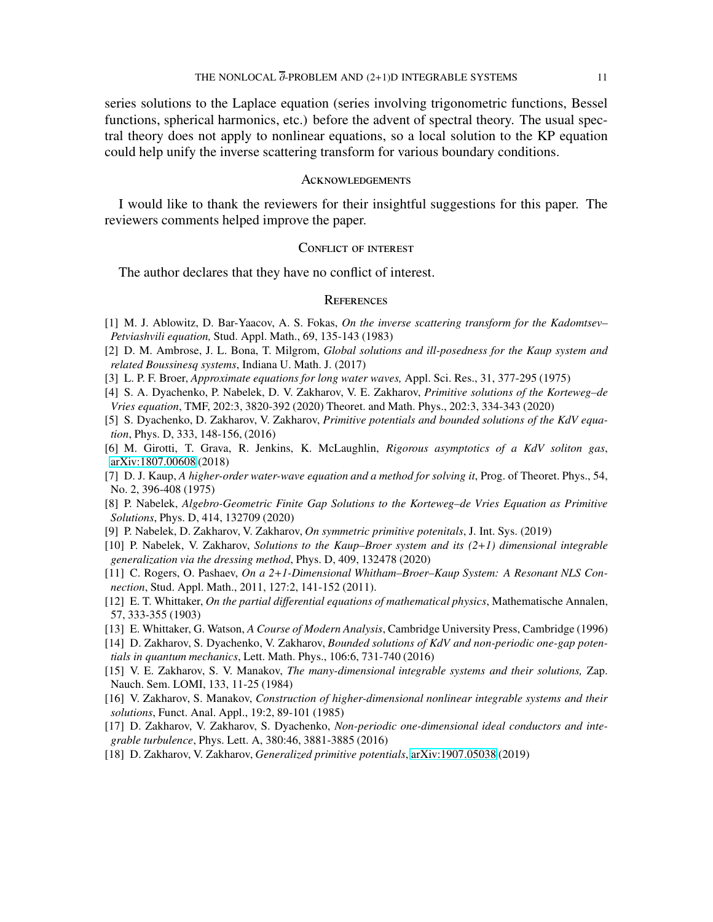series solutions to the Laplace equation (series involving trigonometric functions, Bessel functions, spherical harmonics, etc.) before the advent of spectral theory. The usual spectral theory does not apply to nonlinear equations, so a local solution to the KP equation could help unify the inverse scattering transform for various boundary conditions.

## Acknowledgements

I would like to thank the reviewers for their insightful suggestions for this paper. The reviewers comments helped improve the paper.

## Conflict of interest

The author declares that they have no conflict of interest.

## References

[1] M. J. Ablowitz, D. Bar-Yaacov, A. S. Fokas, *On the inverse scattering transform for the Kadomtsev–Petviashvili equation,* Stud. Appl. Math., 69, 135-143 (1983)

[2] D. M. Ambrose, J. L. Bona, T. Milgrom, *Global solutions and ill-posedness for the Kaup system and related Boussinesq systems*, Indiana U. Math. J. (2017)

[3] L. P. F. Broer, *Approximate equations for long water waves,* Appl. Sci. Res., 31, 377-295 (1975)

[4] S. A. Dyachenko, P. Nabelek, D. V. Zakharov, V. E. Zakharov, *Primitive solutions of the Korteweg–de Vries equation*, TMF, 202:3, 3820-392 (2020) Theoret. and Math. Phys., 202:3, 334-343 (2020)

[5] S. Dyachenko, D. Zakharov, V. Zakharov, *Primitive potentials and bounded solutions of the KdV equation*, Phys. D, 333, 148-156, (2016)

[6] M. Girotti, T. Grava, R. Jenkins, K. McLaughlin, *Rigorous asymptotics of a KdV soliton gas*, arXiv:1807.00608 (2018)

[7] D. J. Kaup, *A higher-order water-wave equation and a method for solving it*, Prog. of Theoret. Phys., 54, No. 2, 396-408 (1975)

[8] P. Nabelek, *Algebro-Geometric Finite Gap Solutions to the Korteweg–de Vries Equation as Primitive Solutions*, Phys. D, 414, 132709 (2020)

[9] P. Nabelek, D. Zakharov, V. Zakharov, *On symmetric primitive potenitals*, J. Int. Sys. (2019)

[10] P. Nabelek, V. Zakharov, *Solutions to the Kaup–Broer system and its (2+1) dimensional integrable generalization via the dressing method*, Phys. D, 409, 132478 (2020)

[11] C. Rogers, O. Pashaev, *On a 2+1-Dimensional Whitham–Broer–Kaup System: A Resonant NLS Connection*, Stud. Appl. Math., 2011, 127:2, 141-152 (2011).

[12] E. T. Whittaker, *On the partial differential equations of mathematical physics*, Mathematische Annalen, 57, 333-355 (1903)

[13] E. Whittaker, G. Watson, *A Course of Modern Analysis*, Cambridge University Press, Cambridge (1996)

[14] D. Zakharov, S. Dyachenko, V. Zakharov, *Bounded solutions of KdV and non-periodic one-gap potentials in quantum mechanics*, Lett. Math. Phys., 106:6, 731-740 (2016)

[15] V. E. Zakharov, S. V. Manakov, *The many-dimensional integrable systems and their solutions,* Zap. Nauch. Sem. LOMI, 133, 11-25 (1984)

[16] V. Zakharov, S. Manakov, *Construction of higher-dimensional nonlinear integrable systems and their solutions*, Funct. Anal. Appl., 19:2, 89-101 (1985)

[17] D. Zakharov, V. Zakharov, S. Dyachenko, *Non-periodic one-dimensional ideal conductors and integrable turbulence*, Phys. Lett. A, 380:46, 3881-3885 (2016)

[18] D. Zakharov, V. Zakharov, *Generalized primitive potentials*, arXiv:1907.05038 (2019)